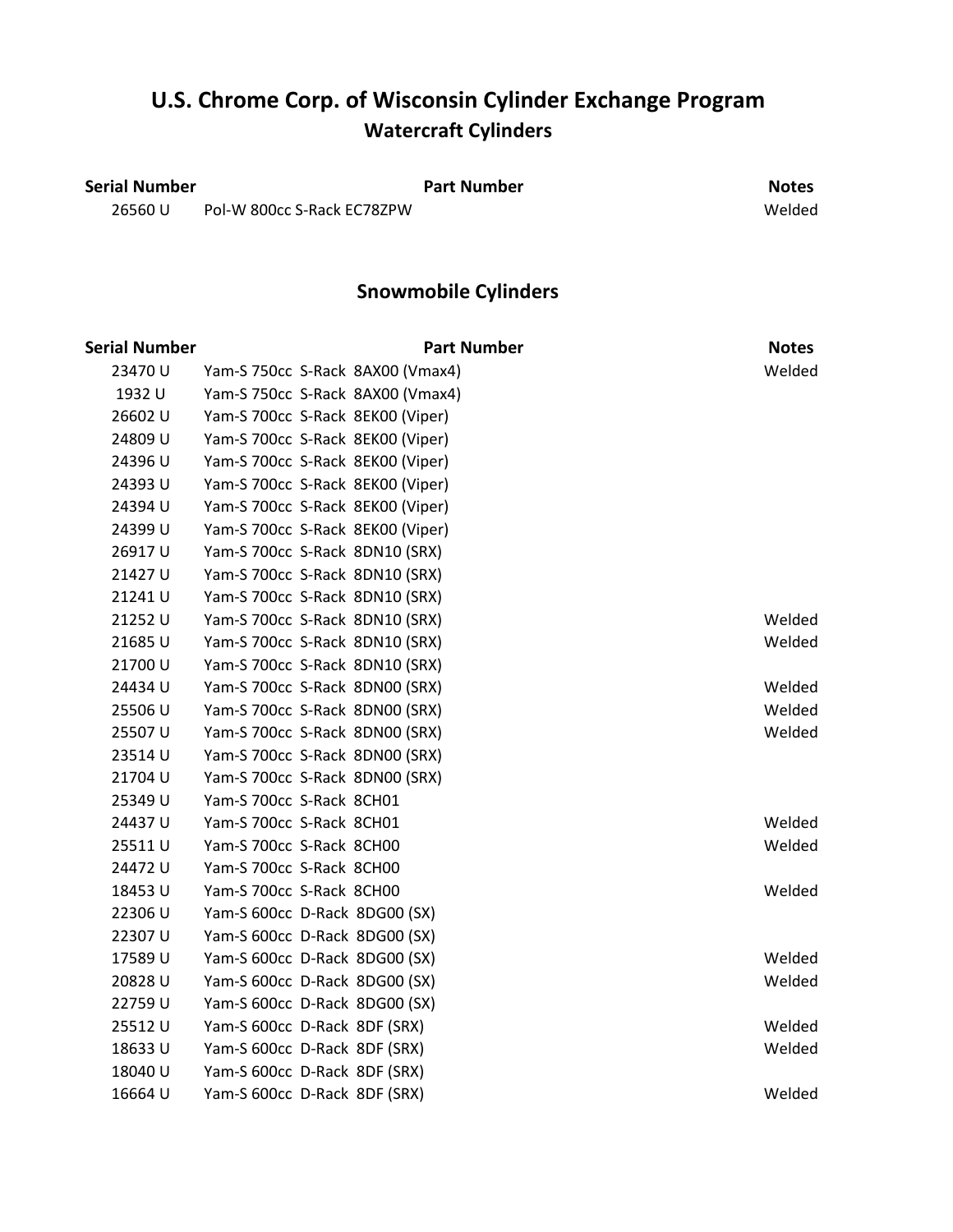# U.S. Chrome Corp. of Wisconsin Cylinder Exchange Program

## Watercraft Cylinders

| Serial Number | Part Number | Notes |
|---|---|---|
| 26560 U | Pol-W 800cc S-Rack EC78ZPW | Welded |

## Snowmobile Cylinders

| Serial Number | Part Number | Notes |
|---|---|---|
| 23470 U | Yam-S 750cc S-Rack 8AX00 (Vmax4) | Welded |
| 1932 U | Yam-S 750cc S-Rack 8AX00 (Vmax4) | |
| 26602 U | Yam-S 700cc S-Rack 8EK00 (Viper) | |
| 24809 U | Yam-S 700cc S-Rack 8EK00 (Viper) | |
| 24396 U | Yam-S 700cc S-Rack 8EK00 (Viper) | |
| 24393 U | Yam-S 700cc S-Rack 8EK00 (Viper) | |
| 24394 U | Yam-S 700cc S-Rack 8EK00 (Viper) | |
| 24399 U | Yam-S 700cc S-Rack 8EK00 (Viper) | |
| 26917 U | Yam-S 700cc S-Rack 8DN10 (SRX) | |
| 21427 U | Yam-S 700cc S-Rack 8DN10 (SRX) | |
| 21241 U | Yam-S 700cc S-Rack 8DN10 (SRX) | |
| 21252 U | Yam-S 700cc S-Rack 8DN10 (SRX) | Welded |
| 21685 U | Yam-S 700cc S-Rack 8DN10 (SRX) | Welded |
| 21700 U | Yam-S 700cc S-Rack 8DN10 (SRX) | |
| 24434 U | Yam-S 700cc S-Rack 8DN00 (SRX) | Welded |
| 25506 U | Yam-S 700cc S-Rack 8DN00 (SRX) | Welded |
| 25507 U | Yam-S 700cc S-Rack 8DN00 (SRX) | Welded |
| 23514 U | Yam-S 700cc S-Rack 8DN00 (SRX) | |
| 21704 U | Yam-S 700cc S-Rack 8DN00 (SRX) | |
| 25349 U | Yam-S 700cc S-Rack 8CH01 | |
| 24437 U | Yam-S 700cc S-Rack 8CH01 | Welded |
| 25511 U | Yam-S 700cc S-Rack 8CH00 | Welded |
| 24472 U | Yam-S 700cc S-Rack 8CH00 | |
| 18453 U | Yam-S 700cc S-Rack 8CH00 | Welded |
| 22306 U | Yam-S 600cc D-Rack 8DG00 (SX) | |
| 22307 U | Yam-S 600cc D-Rack 8DG00 (SX) | |
| 17589 U | Yam-S 600cc D-Rack 8DG00 (SX) | Welded |
| 20828 U | Yam-S 600cc D-Rack 8DG00 (SX) | Welded |
| 22759 U | Yam-S 600cc D-Rack 8DG00 (SX) | |
| 25512 U | Yam-S 600cc D-Rack 8DF (SRX) | Welded |
| 18633 U | Yam-S 600cc D-Rack 8DF (SRX) | Welded |
| 18040 U | Yam-S 600cc D-Rack 8DF (SRX) | |
| 16664 U | Yam-S 600cc D-Rack 8DF (SRX) | Welded |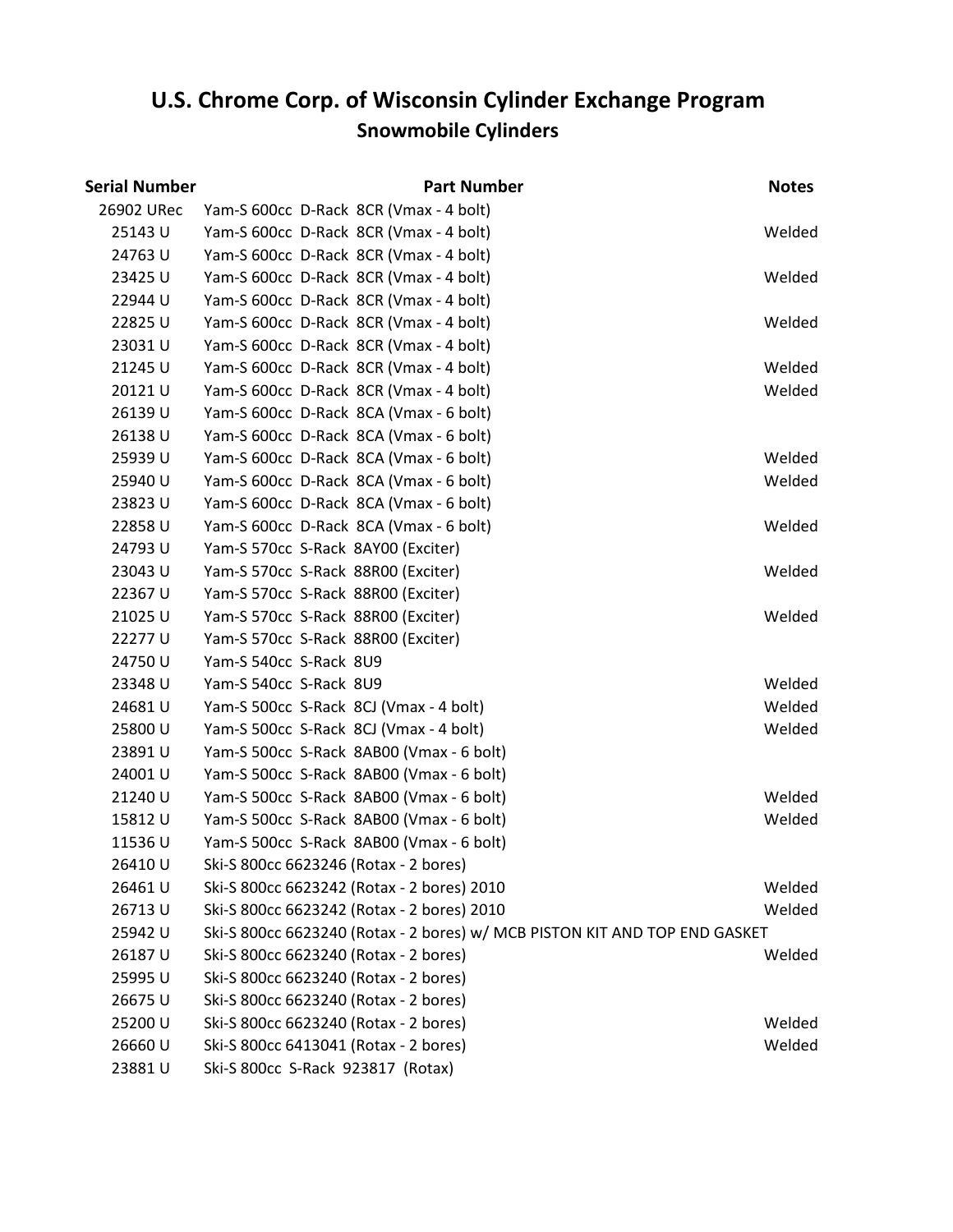# U.S. Chrome Corp. of Wisconsin Cylinder Exchange Program

## Snowmobile Cylinders

| Serial Number | Part Number | Notes |
|---|---|---|
| 26902 URec | Yam-S 600cc D-Rack 8CR (Vmax - 4 bolt) | |
| 25143 U | Yam-S 600cc D-Rack 8CR (Vmax - 4 bolt) | Welded |
| 24763 U | Yam-S 600cc D-Rack 8CR (Vmax - 4 bolt) | |
| 23425 U | Yam-S 600cc D-Rack 8CR (Vmax - 4 bolt) | Welded |
| 22944 U | Yam-S 600cc D-Rack 8CR (Vmax - 4 bolt) | |
| 22825 U | Yam-S 600cc D-Rack 8CR (Vmax - 4 bolt) | Welded |
| 23031 U | Yam-S 600cc D-Rack 8CR (Vmax - 4 bolt) | |
| 21245 U | Yam-S 600cc D-Rack 8CR (Vmax - 4 bolt) | Welded |
| 20121 U | Yam-S 600cc D-Rack 8CR (Vmax - 4 bolt) | Welded |
| 26139 U | Yam-S 600cc D-Rack 8CA (Vmax - 6 bolt) | |
| 26138 U | Yam-S 600cc D-Rack 8CA (Vmax - 6 bolt) | |
| 25939 U | Yam-S 600cc D-Rack 8CA (Vmax - 6 bolt) | Welded |
| 25940 U | Yam-S 600cc D-Rack 8CA (Vmax - 6 bolt) | Welded |
| 23823 U | Yam-S 600cc D-Rack 8CA (Vmax - 6 bolt) | |
| 22858 U | Yam-S 600cc D-Rack 8CA (Vmax - 6 bolt) | Welded |
| 24793 U | Yam-S 570cc S-Rack 8AY00 (Exciter) | |
| 23043 U | Yam-S 570cc S-Rack 88R00 (Exciter) | Welded |
| 22367 U | Yam-S 570cc S-Rack 88R00 (Exciter) | |
| 21025 U | Yam-S 570cc S-Rack 88R00 (Exciter) | Welded |
| 22277 U | Yam-S 570cc S-Rack 88R00 (Exciter) | |
| 24750 U | Yam-S 540cc S-Rack 8U9 | |
| 23348 U | Yam-S 540cc S-Rack 8U9 | Welded |
| 24681 U | Yam-S 500cc S-Rack 8CJ (Vmax - 4 bolt) | Welded |
| 25800 U | Yam-S 500cc S-Rack 8CJ (Vmax - 4 bolt) | Welded |
| 23891 U | Yam-S 500cc S-Rack 8AB00 (Vmax - 6 bolt) | |
| 24001 U | Yam-S 500cc S-Rack 8AB00 (Vmax - 6 bolt) | |
| 21240 U | Yam-S 500cc S-Rack 8AB00 (Vmax - 6 bolt) | Welded |
| 15812 U | Yam-S 500cc S-Rack 8AB00 (Vmax - 6 bolt) | Welded |
| 11536 U | Yam-S 500cc S-Rack 8AB00 (Vmax - 6 bolt) | |
| 26410 U | Ski-S 800cc 6623246 (Rotax - 2 bores) | |
| 26461 U | Ski-S 800cc 6623242 (Rotax - 2 bores) 2010 | Welded |
| 26713 U | Ski-S 800cc 6623242 (Rotax - 2 bores) 2010 | Welded |
| 25942 U | Ski-S 800cc 6623240 (Rotax - 2 bores) w/ MCB PISTON KIT AND TOP END GASKET | |
| 26187 U | Ski-S 800cc 6623240 (Rotax - 2 bores) | Welded |
| 25995 U | Ski-S 800cc 6623240 (Rotax - 2 bores) | |
| 26675 U | Ski-S 800cc 6623240 (Rotax - 2 bores) | |
| 25200 U | Ski-S 800cc 6623240 (Rotax - 2 bores) | Welded |
| 26660 U | Ski-S 800cc 6413041 (Rotax - 2 bores) | Welded |
| 23881 U | Ski-S 800cc S-Rack 923817 (Rotax) | |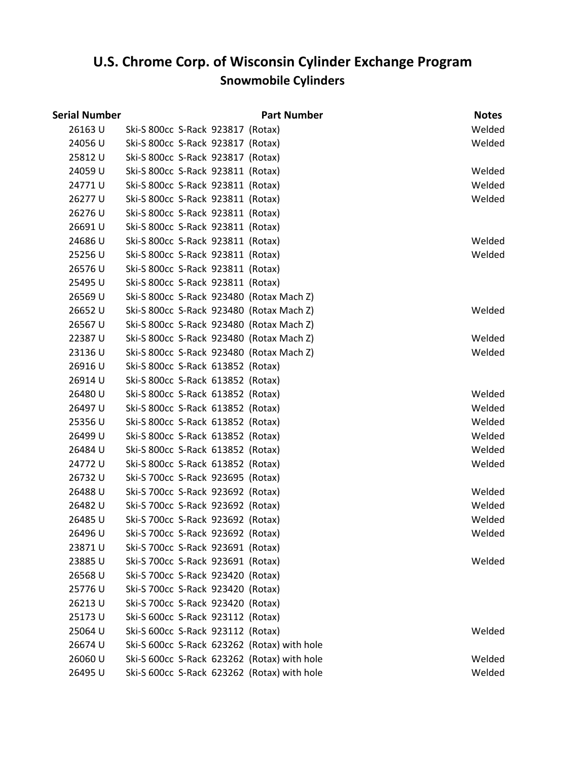# U.S. Chrome Corp. of Wisconsin Cylinder Exchange Program

## Snowmobile Cylinders

| Serial Number | Part Number | Notes |
|---|---|---|
| 26163 U | Ski-S 800cc S-Rack 923817 (Rotax) | Welded |
| 24056 U | Ski-S 800cc S-Rack 923817 (Rotax) | Welded |
| 25812 U | Ski-S 800cc S-Rack 923817 (Rotax) | |
| 24059 U | Ski-S 800cc S-Rack 923811 (Rotax) | Welded |
| 24771 U | Ski-S 800cc S-Rack 923811 (Rotax) | Welded |
| 26277 U | Ski-S 800cc S-Rack 923811 (Rotax) | Welded |
| 26276 U | Ski-S 800cc S-Rack 923811 (Rotax) | |
| 26691 U | Ski-S 800cc S-Rack 923811 (Rotax) | |
| 24686 U | Ski-S 800cc S-Rack 923811 (Rotax) | Welded |
| 25256 U | Ski-S 800cc S-Rack 923811 (Rotax) | Welded |
| 26576 U | Ski-S 800cc S-Rack 923811 (Rotax) | |
| 25495 U | Ski-S 800cc S-Rack 923811 (Rotax) | |
| 26569 U | Ski-S 800cc S-Rack 923480 (Rotax Mach Z) | |
| 26652 U | Ski-S 800cc S-Rack 923480 (Rotax Mach Z) | Welded |
| 26567 U | Ski-S 800cc S-Rack 923480 (Rotax Mach Z) | |
| 22387 U | Ski-S 800cc S-Rack 923480 (Rotax Mach Z) | Welded |
| 23136 U | Ski-S 800cc S-Rack 923480 (Rotax Mach Z) | Welded |
| 26916 U | Ski-S 800cc S-Rack 613852 (Rotax) | |
| 26914 U | Ski-S 800cc S-Rack 613852 (Rotax) | |
| 26480 U | Ski-S 800cc S-Rack 613852 (Rotax) | Welded |
| 26497 U | Ski-S 800cc S-Rack 613852 (Rotax) | Welded |
| 25356 U | Ski-S 800cc S-Rack 613852 (Rotax) | Welded |
| 26499 U | Ski-S 800cc S-Rack 613852 (Rotax) | Welded |
| 26484 U | Ski-S 800cc S-Rack 613852 (Rotax) | Welded |
| 24772 U | Ski-S 800cc S-Rack 613852 (Rotax) | Welded |
| 26732 U | Ski-S 700cc S-Rack 923695 (Rotax) | |
| 26488 U | Ski-S 700cc S-Rack 923692 (Rotax) | Welded |
| 26482 U | Ski-S 700cc S-Rack 923692 (Rotax) | Welded |
| 26485 U | Ski-S 700cc S-Rack 923692 (Rotax) | Welded |
| 26496 U | Ski-S 700cc S-Rack 923692 (Rotax) | Welded |
| 23871 U | Ski-S 700cc S-Rack 923691 (Rotax) | |
| 23885 U | Ski-S 700cc S-Rack 923691 (Rotax) | Welded |
| 26568 U | Ski-S 700cc S-Rack 923420 (Rotax) | |
| 25776 U | Ski-S 700cc S-Rack 923420 (Rotax) | |
| 26213 U | Ski-S 700cc S-Rack 923420 (Rotax) | |
| 25173 U | Ski-S 600cc S-Rack 923112 (Rotax) | |
| 25064 U | Ski-S 600cc S-Rack 923112 (Rotax) | Welded |
| 26674 U | Ski-S 600cc S-Rack 623262 (Rotax) with hole | |
| 26060 U | Ski-S 600cc S-Rack 623262 (Rotax) with hole | Welded |
| 26495 U | Ski-S 600cc S-Rack 623262 (Rotax) with hole | Welded |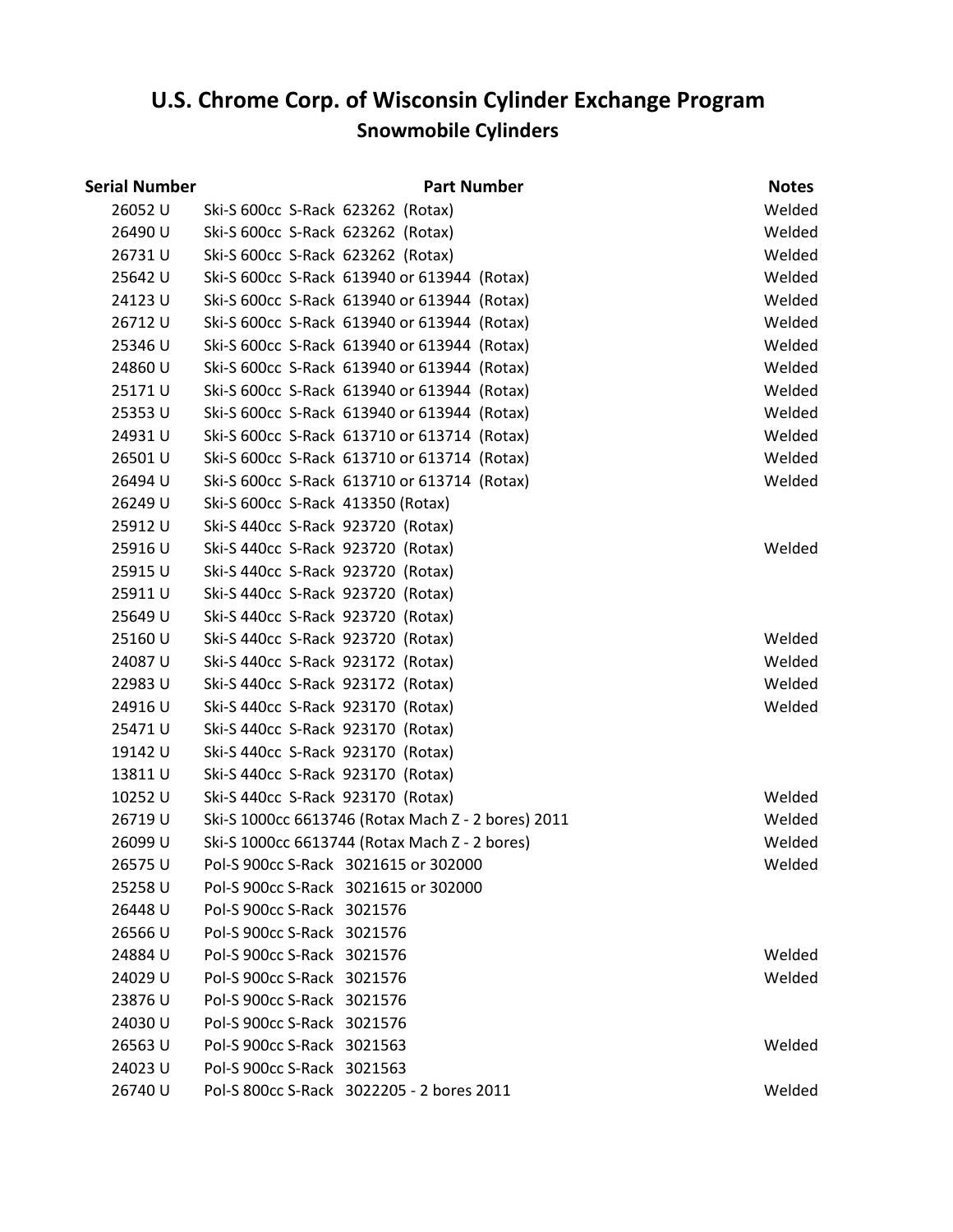# U.S. Chrome Corp. of Wisconsin Cylinder Exchange Program

## Snowmobile Cylinders

| Serial Number | Part Number | Notes |
|---|---|---|
| 26052 U | Ski-S 600cc S-Rack 623262 (Rotax) | Welded |
| 26490 U | Ski-S 600cc S-Rack 623262 (Rotax) | Welded |
| 26731 U | Ski-S 600cc S-Rack 623262 (Rotax) | Welded |
| 25642 U | Ski-S 600cc S-Rack 613940 or 613944 (Rotax) | Welded |
| 24123 U | Ski-S 600cc S-Rack 613940 or 613944 (Rotax) | Welded |
| 26712 U | Ski-S 600cc S-Rack 613940 or 613944 (Rotax) | Welded |
| 25346 U | Ski-S 600cc S-Rack 613940 or 613944 (Rotax) | Welded |
| 24860 U | Ski-S 600cc S-Rack 613940 or 613944 (Rotax) | Welded |
| 25171 U | Ski-S 600cc S-Rack 613940 or 613944 (Rotax) | Welded |
| 25353 U | Ski-S 600cc S-Rack 613940 or 613944 (Rotax) | Welded |
| 24931 U | Ski-S 600cc S-Rack 613710 or 613714 (Rotax) | Welded |
| 26501 U | Ski-S 600cc S-Rack 613710 or 613714 (Rotax) | Welded |
| 26494 U | Ski-S 600cc S-Rack 613710 or 613714 (Rotax) | Welded |
| 26249 U | Ski-S 600cc S-Rack 413350 (Rotax) | |
| 25912 U | Ski-S 440cc S-Rack 923720 (Rotax) | |
| 25916 U | Ski-S 440cc S-Rack 923720 (Rotax) | Welded |
| 25915 U | Ski-S 440cc S-Rack 923720 (Rotax) | |
| 25911 U | Ski-S 440cc S-Rack 923720 (Rotax) | |
| 25649 U | Ski-S 440cc S-Rack 923720 (Rotax) | |
| 25160 U | Ski-S 440cc S-Rack 923720 (Rotax) | Welded |
| 24087 U | Ski-S 440cc S-Rack 923172 (Rotax) | Welded |
| 22983 U | Ski-S 440cc S-Rack 923172 (Rotax) | Welded |
| 24916 U | Ski-S 440cc S-Rack 923170 (Rotax) | Welded |
| 25471 U | Ski-S 440cc S-Rack 923170 (Rotax) | |
| 19142 U | Ski-S 440cc S-Rack 923170 (Rotax) | |
| 13811 U | Ski-S 440cc S-Rack 923170 (Rotax) | |
| 10252 U | Ski-S 440cc S-Rack 923170 (Rotax) | Welded |
| 26719 U | Ski-S 1000cc 6613746 (Rotax Mach Z - 2 bores) 2011 | Welded |
| 26099 U | Ski-S 1000cc 6613744 (Rotax Mach Z - 2 bores) | Welded |
| 26575 U | Pol-S 900cc S-Rack 3021615 or 302000 | Welded |
| 25258 U | Pol-S 900cc S-Rack 3021615 or 302000 | |
| 26448 U | Pol-S 900cc S-Rack 3021576 | |
| 26566 U | Pol-S 900cc S-Rack 3021576 | |
| 24884 U | Pol-S 900cc S-Rack 3021576 | Welded |
| 24029 U | Pol-S 900cc S-Rack 3021576 | Welded |
| 23876 U | Pol-S 900cc S-Rack 3021576 | |
| 24030 U | Pol-S 900cc S-Rack 3021576 | |
| 26563 U | Pol-S 900cc S-Rack 3021563 | Welded |
| 24023 U | Pol-S 900cc S-Rack 3021563 | |
| 26740 U | Pol-S 800cc S-Rack 3022205 - 2 bores 2011 | Welded |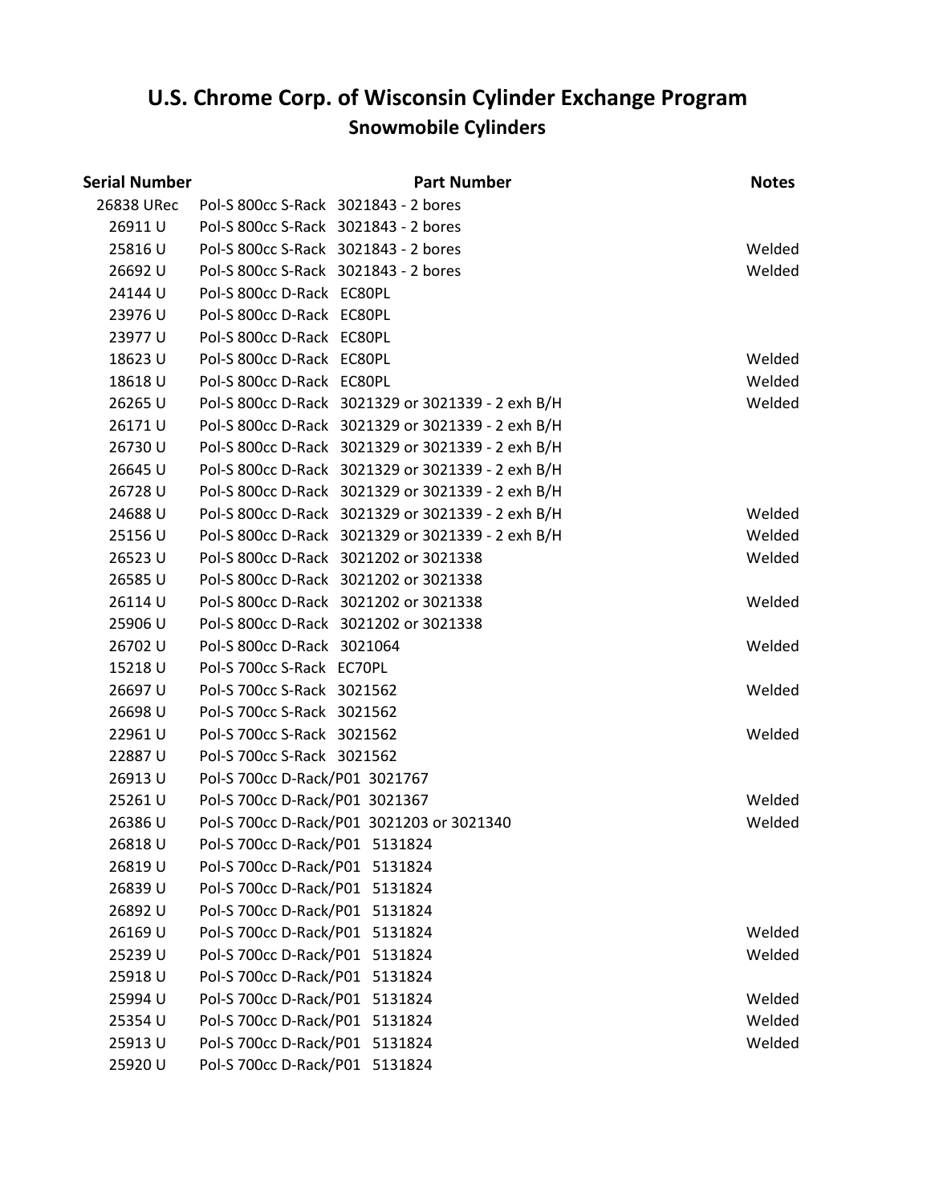# U.S. Chrome Corp. of Wisconsin Cylinder Exchange Program

## Snowmobile Cylinders

| Serial Number | Part Number | Notes |
|---|---|---|
| 26838 URec | Pol-S 800cc S-Rack 3021843 - 2 bores | |
| 26911 U | Pol-S 800cc S-Rack 3021843 - 2 bores | |
| 25816 U | Pol-S 800cc S-Rack 3021843 - 2 bores | Welded |
| 26692 U | Pol-S 800cc S-Rack 3021843 - 2 bores | Welded |
| 24144 U | Pol-S 800cc D-Rack EC80PL | |
| 23976 U | Pol-S 800cc D-Rack EC80PL | |
| 23977 U | Pol-S 800cc D-Rack EC80PL | |
| 18623 U | Pol-S 800cc D-Rack EC80PL | Welded |
| 18618 U | Pol-S 800cc D-Rack EC80PL | Welded |
| 26265 U | Pol-S 800cc D-Rack 3021329 or 3021339 - 2 exh B/H | Welded |
| 26171 U | Pol-S 800cc D-Rack 3021329 or 3021339 - 2 exh B/H | |
| 26730 U | Pol-S 800cc D-Rack 3021329 or 3021339 - 2 exh B/H | |
| 26645 U | Pol-S 800cc D-Rack 3021329 or 3021339 - 2 exh B/H | |
| 26728 U | Pol-S 800cc D-Rack 3021329 or 3021339 - 2 exh B/H | |
| 24688 U | Pol-S 800cc D-Rack 3021329 or 3021339 - 2 exh B/H | Welded |
| 25156 U | Pol-S 800cc D-Rack 3021329 or 3021339 - 2 exh B/H | Welded |
| 26523 U | Pol-S 800cc D-Rack 3021202 or 3021338 | Welded |
| 26585 U | Pol-S 800cc D-Rack 3021202 or 3021338 | |
| 26114 U | Pol-S 800cc D-Rack 3021202 or 3021338 | Welded |
| 25906 U | Pol-S 800cc D-Rack 3021202 or 3021338 | |
| 26702 U | Pol-S 800cc D-Rack 3021064 | Welded |
| 15218 U | Pol-S 700cc S-Rack EC70PL | |
| 26697 U | Pol-S 700cc S-Rack 3021562 | Welded |
| 26698 U | Pol-S 700cc S-Rack 3021562 | |
| 22961 U | Pol-S 700cc S-Rack 3021562 | Welded |
| 22887 U | Pol-S 700cc S-Rack 3021562 | |
| 26913 U | Pol-S 700cc D-Rack/P01 3021767 | |
| 25261 U | Pol-S 700cc D-Rack/P01 3021367 | Welded |
| 26386 U | Pol-S 700cc D-Rack/P01 3021203 or 3021340 | Welded |
| 26818 U | Pol-S 700cc D-Rack/P01 5131824 | |
| 26819 U | Pol-S 700cc D-Rack/P01 5131824 | |
| 26839 U | Pol-S 700cc D-Rack/P01 5131824 | |
| 26892 U | Pol-S 700cc D-Rack/P01 5131824 | |
| 26169 U | Pol-S 700cc D-Rack/P01 5131824 | Welded |
| 25239 U | Pol-S 700cc D-Rack/P01 5131824 | Welded |
| 25918 U | Pol-S 700cc D-Rack/P01 5131824 | |
| 25994 U | Pol-S 700cc D-Rack/P01 5131824 | Welded |
| 25354 U | Pol-S 700cc D-Rack/P01 5131824 | Welded |
| 25913 U | Pol-S 700cc D-Rack/P01 5131824 | Welded |
| 25920 U | Pol-S 700cc D-Rack/P01 5131824 | |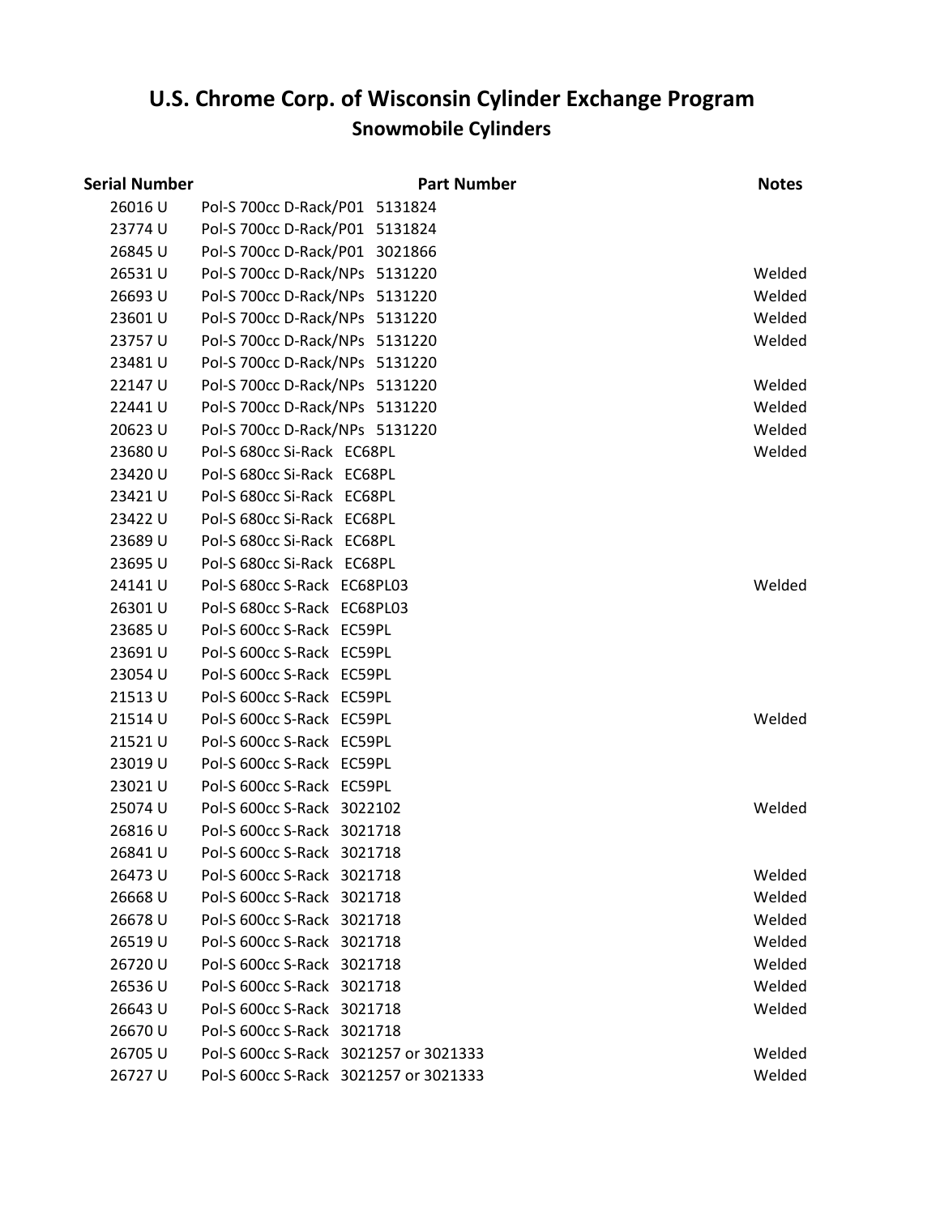# U.S. Chrome Corp. of Wisconsin Cylinder Exchange Program

## Snowmobile Cylinders

| Serial Number | Part Number | Notes |
|---|---|---|
| 26016 U | Pol-S 700cc D-Rack/P01 5131824 | |
| 23774 U | Pol-S 700cc D-Rack/P01 5131824 | |
| 26845 U | Pol-S 700cc D-Rack/P01 3021866 | |
| 26531 U | Pol-S 700cc D-Rack/NPs 5131220 | Welded |
| 26693 U | Pol-S 700cc D-Rack/NPs 5131220 | Welded |
| 23601 U | Pol-S 700cc D-Rack/NPs 5131220 | Welded |
| 23757 U | Pol-S 700cc D-Rack/NPs 5131220 | Welded |
| 23481 U | Pol-S 700cc D-Rack/NPs 5131220 | |
| 22147 U | Pol-S 700cc D-Rack/NPs 5131220 | Welded |
| 22441 U | Pol-S 700cc D-Rack/NPs 5131220 | Welded |
| 20623 U | Pol-S 700cc D-Rack/NPs 5131220 | Welded |
| 23680 U | Pol-S 680cc Si-Rack EC68PL | Welded |
| 23420 U | Pol-S 680cc Si-Rack EC68PL | |
| 23421 U | Pol-S 680cc Si-Rack EC68PL | |
| 23422 U | Pol-S 680cc Si-Rack EC68PL | |
| 23689 U | Pol-S 680cc Si-Rack EC68PL | |
| 23695 U | Pol-S 680cc Si-Rack EC68PL | |
| 24141 U | Pol-S 680cc S-Rack EC68PL03 | Welded |
| 26301 U | Pol-S 680cc S-Rack EC68PL03 | |
| 23685 U | Pol-S 600cc S-Rack EC59PL | |
| 23691 U | Pol-S 600cc S-Rack EC59PL | |
| 23054 U | Pol-S 600cc S-Rack EC59PL | |
| 21513 U | Pol-S 600cc S-Rack EC59PL | |
| 21514 U | Pol-S 600cc S-Rack EC59PL | Welded |
| 21521 U | Pol-S 600cc S-Rack EC59PL | |
| 23019 U | Pol-S 600cc S-Rack EC59PL | |
| 23021 U | Pol-S 600cc S-Rack EC59PL | |
| 25074 U | Pol-S 600cc S-Rack 3022102 | Welded |
| 26816 U | Pol-S 600cc S-Rack 3021718 | |
| 26841 U | Pol-S 600cc S-Rack 3021718 | |
| 26473 U | Pol-S 600cc S-Rack 3021718 | Welded |
| 26668 U | Pol-S 600cc S-Rack 3021718 | Welded |
| 26678 U | Pol-S 600cc S-Rack 3021718 | Welded |
| 26519 U | Pol-S 600cc S-Rack 3021718 | Welded |
| 26720 U | Pol-S 600cc S-Rack 3021718 | Welded |
| 26536 U | Pol-S 600cc S-Rack 3021718 | Welded |
| 26643 U | Pol-S 600cc S-Rack 3021718 | Welded |
| 26670 U | Pol-S 600cc S-Rack 3021718 | |
| 26705 U | Pol-S 600cc S-Rack 3021257 or 3021333 | Welded |
| 26727 U | Pol-S 600cc S-Rack 3021257 or 3021333 | Welded |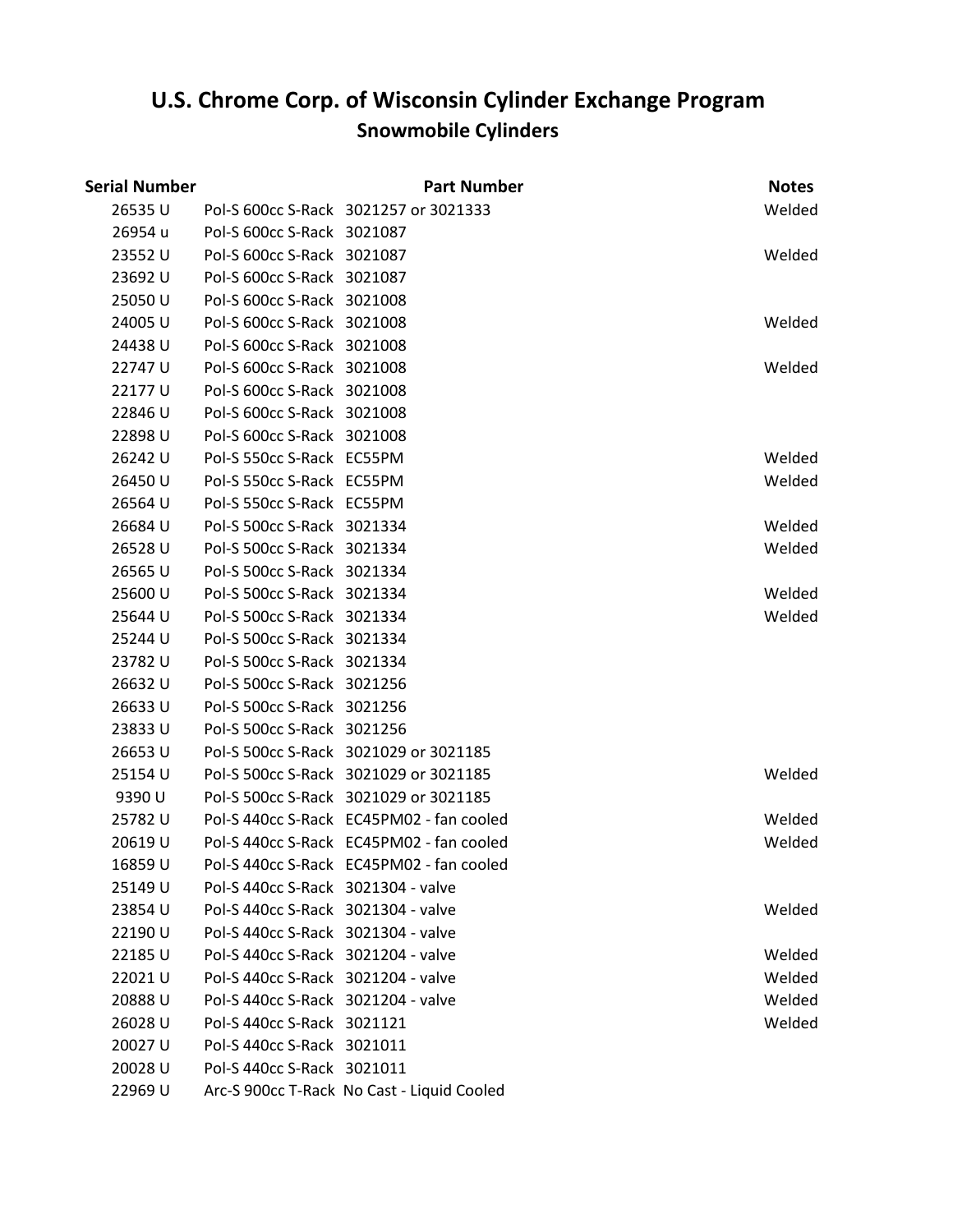# U.S. Chrome Corp. of Wisconsin Cylinder Exchange Program

## Snowmobile Cylinders

| Serial Number | Part Number | Notes |
|---|---|---|
| 26535 U | Pol-S 600cc S-Rack 3021257 or 3021333 | Welded |
| 26954 u | Pol-S 600cc S-Rack 3021087 | |
| 23552 U | Pol-S 600cc S-Rack 3021087 | Welded |
| 23692 U | Pol-S 600cc S-Rack 3021087 | |
| 25050 U | Pol-S 600cc S-Rack 3021008 | |
| 24005 U | Pol-S 600cc S-Rack 3021008 | Welded |
| 24438 U | Pol-S 600cc S-Rack 3021008 | |
| 22747 U | Pol-S 600cc S-Rack 3021008 | Welded |
| 22177 U | Pol-S 600cc S-Rack 3021008 | |
| 22846 U | Pol-S 600cc S-Rack 3021008 | |
| 22898 U | Pol-S 600cc S-Rack 3021008 | |
| 26242 U | Pol-S 550cc S-Rack EC55PM | Welded |
| 26450 U | Pol-S 550cc S-Rack EC55PM | Welded |
| 26564 U | Pol-S 550cc S-Rack EC55PM | |
| 26684 U | Pol-S 500cc S-Rack 3021334 | Welded |
| 26528 U | Pol-S 500cc S-Rack 3021334 | Welded |
| 26565 U | Pol-S 500cc S-Rack 3021334 | |
| 25600 U | Pol-S 500cc S-Rack 3021334 | Welded |
| 25644 U | Pol-S 500cc S-Rack 3021334 | Welded |
| 25244 U | Pol-S 500cc S-Rack 3021334 | |
| 23782 U | Pol-S 500cc S-Rack 3021334 | |
| 26632 U | Pol-S 500cc S-Rack 3021256 | |
| 26633 U | Pol-S 500cc S-Rack 3021256 | |
| 23833 U | Pol-S 500cc S-Rack 3021256 | |
| 26653 U | Pol-S 500cc S-Rack 3021029 or 3021185 | |
| 25154 U | Pol-S 500cc S-Rack 3021029 or 3021185 | Welded |
| 9390 U | Pol-S 500cc S-Rack 3021029 or 3021185 | |
| 25782 U | Pol-S 440cc S-Rack EC45PM02 - fan cooled | Welded |
| 20619 U | Pol-S 440cc S-Rack EC45PM02 - fan cooled | Welded |
| 16859 U | Pol-S 440cc S-Rack EC45PM02 - fan cooled | |
| 25149 U | Pol-S 440cc S-Rack 3021304 - valve | |
| 23854 U | Pol-S 440cc S-Rack 3021304 - valve | Welded |
| 22190 U | Pol-S 440cc S-Rack 3021304 - valve | |
| 22185 U | Pol-S 440cc S-Rack 3021204 - valve | Welded |
| 22021 U | Pol-S 440cc S-Rack 3021204 - valve | Welded |
| 20888 U | Pol-S 440cc S-Rack 3021204 - valve | Welded |
| 26028 U | Pol-S 440cc S-Rack 3021121 | Welded |
| 20027 U | Pol-S 440cc S-Rack 3021011 | |
| 20028 U | Pol-S 440cc S-Rack 3021011 | |
| 22969 U | Arc-S 900cc T-Rack No Cast - Liquid Cooled | |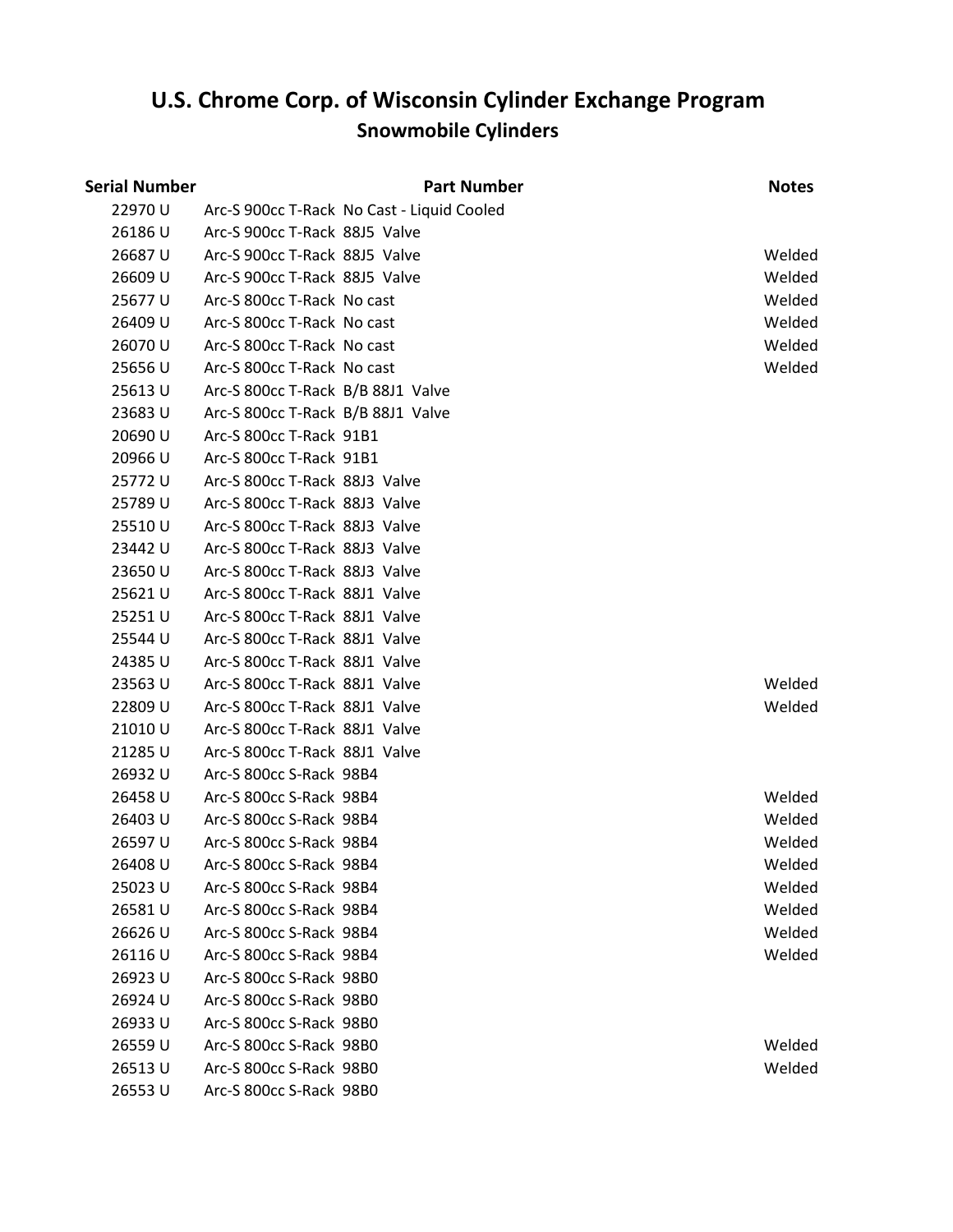# U.S. Chrome Corp. of Wisconsin Cylinder Exchange Program

## Snowmobile Cylinders

| Serial Number | Part Number | Notes |
|---|---|---|
| 22970 U | Arc-S 900cc T-Rack No Cast - Liquid Cooled | |
| 26186 U | Arc-S 900cc T-Rack 88J5 Valve | |
| 26687 U | Arc-S 900cc T-Rack 88J5 Valve | Welded |
| 26609 U | Arc-S 900cc T-Rack 88J5 Valve | Welded |
| 25677 U | Arc-S 800cc T-Rack No cast | Welded |
| 26409 U | Arc-S 800cc T-Rack No cast | Welded |
| 26070 U | Arc-S 800cc T-Rack No cast | Welded |
| 25656 U | Arc-S 800cc T-Rack No cast | Welded |
| 25613 U | Arc-S 800cc T-Rack B/B 88J1 Valve | |
| 23683 U | Arc-S 800cc T-Rack B/B 88J1 Valve | |
| 20690 U | Arc-S 800cc T-Rack 91B1 | |
| 20966 U | Arc-S 800cc T-Rack 91B1 | |
| 25772 U | Arc-S 800cc T-Rack 88J3 Valve | |
| 25789 U | Arc-S 800cc T-Rack 88J3 Valve | |
| 25510 U | Arc-S 800cc T-Rack 88J3 Valve | |
| 23442 U | Arc-S 800cc T-Rack 88J3 Valve | |
| 23650 U | Arc-S 800cc T-Rack 88J3 Valve | |
| 25621 U | Arc-S 800cc T-Rack 88J1 Valve | |
| 25251 U | Arc-S 800cc T-Rack 88J1 Valve | |
| 25544 U | Arc-S 800cc T-Rack 88J1 Valve | |
| 24385 U | Arc-S 800cc T-Rack 88J1 Valve | |
| 23563 U | Arc-S 800cc T-Rack 88J1 Valve | Welded |
| 22809 U | Arc-S 800cc T-Rack 88J1 Valve | Welded |
| 21010 U | Arc-S 800cc T-Rack 88J1 Valve | |
| 21285 U | Arc-S 800cc T-Rack 88J1 Valve | |
| 26932 U | Arc-S 800cc S-Rack 98B4 | |
| 26458 U | Arc-S 800cc S-Rack 98B4 | Welded |
| 26403 U | Arc-S 800cc S-Rack 98B4 | Welded |
| 26597 U | Arc-S 800cc S-Rack 98B4 | Welded |
| 26408 U | Arc-S 800cc S-Rack 98B4 | Welded |
| 25023 U | Arc-S 800cc S-Rack 98B4 | Welded |
| 26581 U | Arc-S 800cc S-Rack 98B4 | Welded |
| 26626 U | Arc-S 800cc S-Rack 98B4 | Welded |
| 26116 U | Arc-S 800cc S-Rack 98B4 | Welded |
| 26923 U | Arc-S 800cc S-Rack 98B0 | |
| 26924 U | Arc-S 800cc S-Rack 98B0 | |
| 26933 U | Arc-S 800cc S-Rack 98B0 | |
| 26559 U | Arc-S 800cc S-Rack 98B0 | Welded |
| 26513 U | Arc-S 800cc S-Rack 98B0 | Welded |
| 26553 U | Arc-S 800cc S-Rack 98B0 | |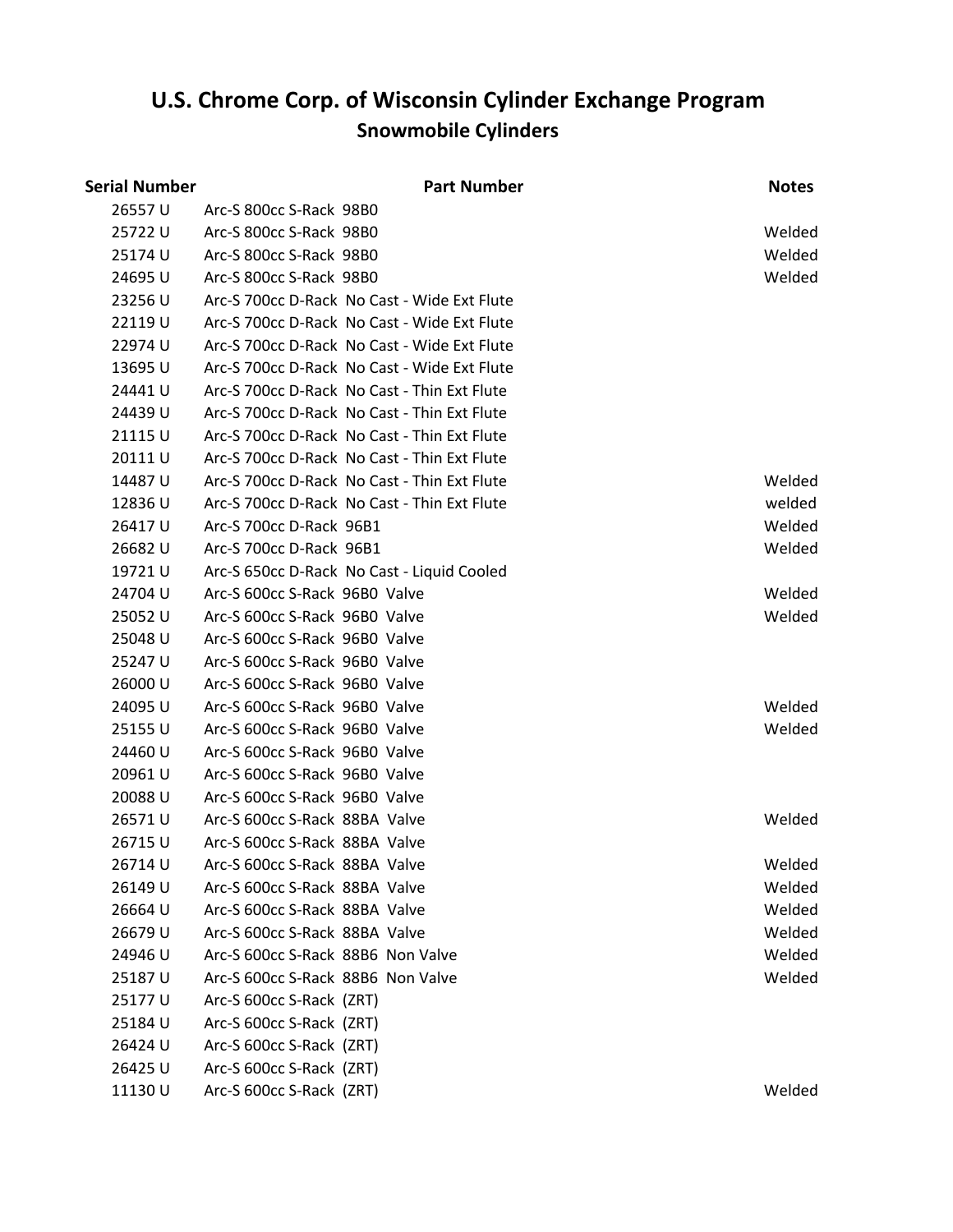# U.S. Chrome Corp. of Wisconsin Cylinder Exchange Program

## Snowmobile Cylinders

| Serial Number | Part Number | Notes |
|---|---|---|
| 26557 U | Arc-S 800cc S-Rack 98B0 | |
| 25722 U | Arc-S 800cc S-Rack 98B0 | Welded |
| 25174 U | Arc-S 800cc S-Rack 98B0 | Welded |
| 24695 U | Arc-S 800cc S-Rack 98B0 | Welded |
| 23256 U | Arc-S 700cc D-Rack No Cast - Wide Ext Flute | |
| 22119 U | Arc-S 700cc D-Rack No Cast - Wide Ext Flute | |
| 22974 U | Arc-S 700cc D-Rack No Cast - Wide Ext Flute | |
| 13695 U | Arc-S 700cc D-Rack No Cast - Wide Ext Flute | |
| 24441 U | Arc-S 700cc D-Rack No Cast - Thin Ext Flute | |
| 24439 U | Arc-S 700cc D-Rack No Cast - Thin Ext Flute | |
| 21115 U | Arc-S 700cc D-Rack No Cast - Thin Ext Flute | |
| 20111 U | Arc-S 700cc D-Rack No Cast - Thin Ext Flute | |
| 14487 U | Arc-S 700cc D-Rack No Cast - Thin Ext Flute | Welded |
| 12836 U | Arc-S 700cc D-Rack No Cast - Thin Ext Flute | welded |
| 26417 U | Arc-S 700cc D-Rack 96B1 | Welded |
| 26682 U | Arc-S 700cc D-Rack 96B1 | Welded |
| 19721 U | Arc-S 650cc D-Rack No Cast - Liquid Cooled | |
| 24704 U | Arc-S 600cc S-Rack 96B0 Valve | Welded |
| 25052 U | Arc-S 600cc S-Rack 96B0 Valve | Welded |
| 25048 U | Arc-S 600cc S-Rack 96B0 Valve | |
| 25247 U | Arc-S 600cc S-Rack 96B0 Valve | |
| 26000 U | Arc-S 600cc S-Rack 96B0 Valve | |
| 24095 U | Arc-S 600cc S-Rack 96B0 Valve | Welded |
| 25155 U | Arc-S 600cc S-Rack 96B0 Valve | Welded |
| 24460 U | Arc-S 600cc S-Rack 96B0 Valve | |
| 20961 U | Arc-S 600cc S-Rack 96B0 Valve | |
| 20088 U | Arc-S 600cc S-Rack 96B0 Valve | |
| 26571 U | Arc-S 600cc S-Rack 88BA Valve | Welded |
| 26715 U | Arc-S 600cc S-Rack 88BA Valve | |
| 26714 U | Arc-S 600cc S-Rack 88BA Valve | Welded |
| 26149 U | Arc-S 600cc S-Rack 88BA Valve | Welded |
| 26664 U | Arc-S 600cc S-Rack 88BA Valve | Welded |
| 26679 U | Arc-S 600cc S-Rack 88BA Valve | Welded |
| 24946 U | Arc-S 600cc S-Rack 88B6 Non Valve | Welded |
| 25187 U | Arc-S 600cc S-Rack 88B6 Non Valve | Welded |
| 25177 U | Arc-S 600cc S-Rack (ZRT) | |
| 25184 U | Arc-S 600cc S-Rack (ZRT) | |
| 26424 U | Arc-S 600cc S-Rack (ZRT) | |
| 26425 U | Arc-S 600cc S-Rack (ZRT) | |
| 11130 U | Arc-S 600cc S-Rack (ZRT) | Welded |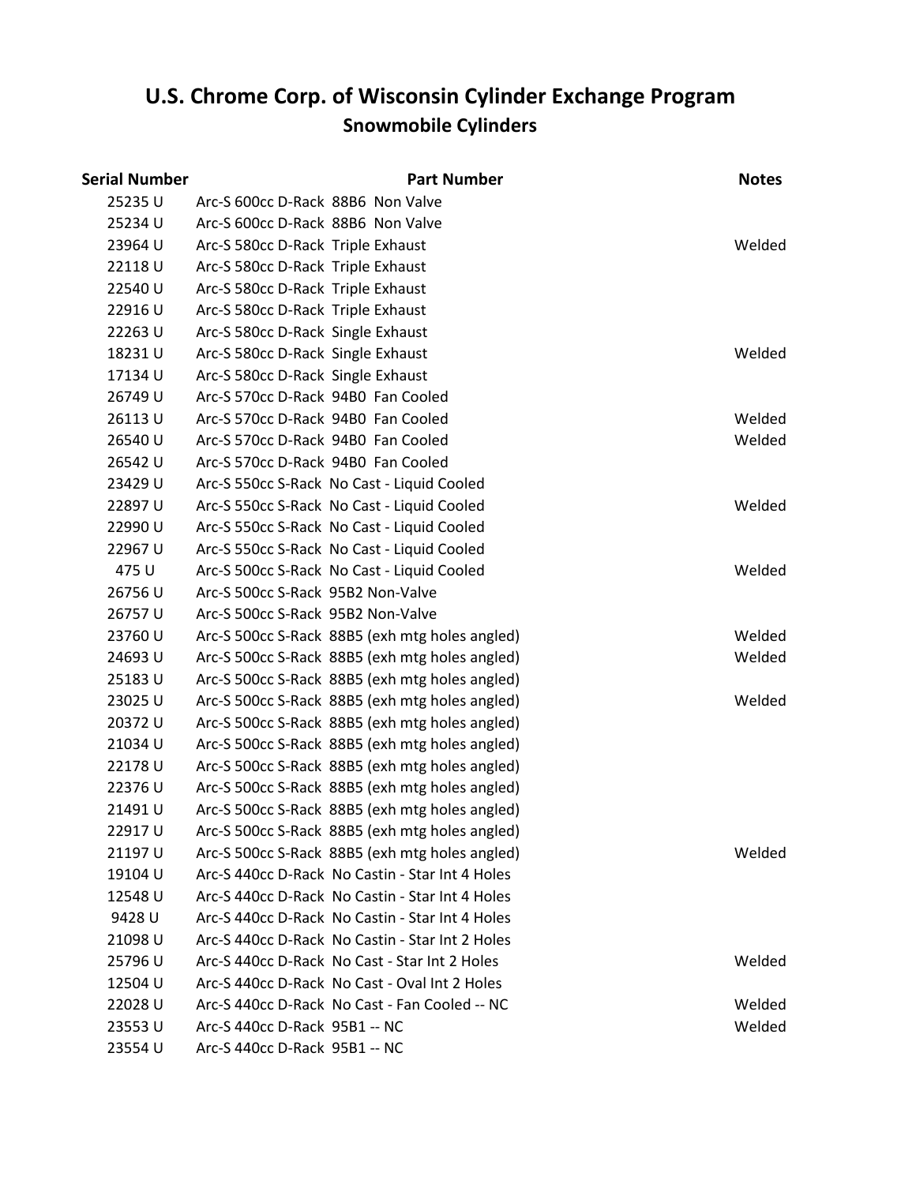# U.S. Chrome Corp. of Wisconsin Cylinder Exchange Program

## Snowmobile Cylinders

| Serial Number | Part Number | Notes |
|---|---|---|
| 25235 U | Arc-S 600cc D-Rack 88B6 Non Valve | |
| 25234 U | Arc-S 600cc D-Rack 88B6 Non Valve | |
| 23964 U | Arc-S 580cc D-Rack Triple Exhaust | Welded |
| 22118 U | Arc-S 580cc D-Rack Triple Exhaust | |
| 22540 U | Arc-S 580cc D-Rack Triple Exhaust | |
| 22916 U | Arc-S 580cc D-Rack Triple Exhaust | |
| 22263 U | Arc-S 580cc D-Rack Single Exhaust | |
| 18231 U | Arc-S 580cc D-Rack Single Exhaust | Welded |
| 17134 U | Arc-S 580cc D-Rack Single Exhaust | |
| 26749 U | Arc-S 570cc D-Rack 94B0 Fan Cooled | |
| 26113 U | Arc-S 570cc D-Rack 94B0 Fan Cooled | Welded |
| 26540 U | Arc-S 570cc D-Rack 94B0 Fan Cooled | Welded |
| 26542 U | Arc-S 570cc D-Rack 94B0 Fan Cooled | |
| 23429 U | Arc-S 550cc S-Rack No Cast - Liquid Cooled | |
| 22897 U | Arc-S 550cc S-Rack No Cast - Liquid Cooled | Welded |
| 22990 U | Arc-S 550cc S-Rack No Cast - Liquid Cooled | |
| 22967 U | Arc-S 550cc S-Rack No Cast - Liquid Cooled | |
| 475 U | Arc-S 500cc S-Rack No Cast - Liquid Cooled | Welded |
| 26756 U | Arc-S 500cc S-Rack 95B2 Non-Valve | |
| 26757 U | Arc-S 500cc S-Rack 95B2 Non-Valve | |
| 23760 U | Arc-S 500cc S-Rack 88B5 (exh mtg holes angled) | Welded |
| 24693 U | Arc-S 500cc S-Rack 88B5 (exh mtg holes angled) | Welded |
| 25183 U | Arc-S 500cc S-Rack 88B5 (exh mtg holes angled) | |
| 23025 U | Arc-S 500cc S-Rack 88B5 (exh mtg holes angled) | Welded |
| 20372 U | Arc-S 500cc S-Rack 88B5 (exh mtg holes angled) | |
| 21034 U | Arc-S 500cc S-Rack 88B5 (exh mtg holes angled) | |
| 22178 U | Arc-S 500cc S-Rack 88B5 (exh mtg holes angled) | |
| 22376 U | Arc-S 500cc S-Rack 88B5 (exh mtg holes angled) | |
| 21491 U | Arc-S 500cc S-Rack 88B5 (exh mtg holes angled) | |
| 22917 U | Arc-S 500cc S-Rack 88B5 (exh mtg holes angled) | |
| 21197 U | Arc-S 500cc S-Rack 88B5 (exh mtg holes angled) | Welded |
| 19104 U | Arc-S 440cc D-Rack No Castin - Star Int 4 Holes | |
| 12548 U | Arc-S 440cc D-Rack No Castin - Star Int 4 Holes | |
| 9428 U | Arc-S 440cc D-Rack No Castin - Star Int 4 Holes | |
| 21098 U | Arc-S 440cc D-Rack No Castin - Star Int 2 Holes | |
| 25796 U | Arc-S 440cc D-Rack No Cast - Star Int 2 Holes | Welded |
| 12504 U | Arc-S 440cc D-Rack No Cast - Oval Int 2 Holes | |
| 22028 U | Arc-S 440cc D-Rack No Cast - Fan Cooled -- NC | Welded |
| 23553 U | Arc-S 440cc D-Rack 95B1 -- NC | Welded |
| 23554 U | Arc-S 440cc D-Rack 95B1 -- NC | |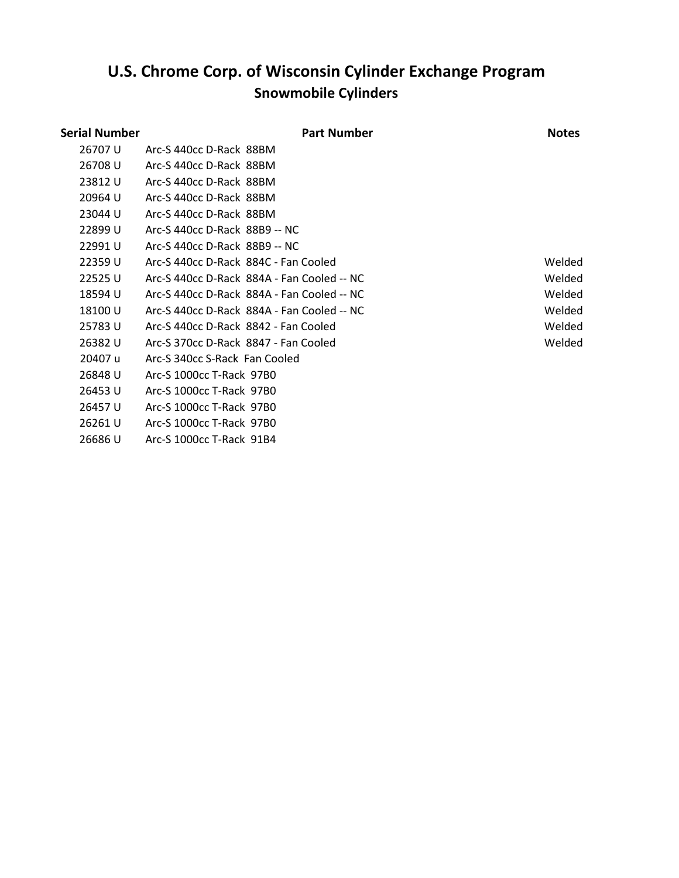# U.S. Chrome Corp. of Wisconsin Cylinder Exchange Program

## Snowmobile Cylinders

| Serial Number | Part Number | Notes |
|---|---|---|
| 26707 U | Arc-S 440cc D-Rack 88BM | |
| 26708 U | Arc-S 440cc D-Rack 88BM | |
| 23812 U | Arc-S 440cc D-Rack 88BM | |
| 20964 U | Arc-S 440cc D-Rack 88BM | |
| 23044 U | Arc-S 440cc D-Rack 88BM | |
| 22899 U | Arc-S 440cc D-Rack 88B9 -- NC | |
| 22991 U | Arc-S 440cc D-Rack 88B9 -- NC | |
| 22359 U | Arc-S 440cc D-Rack 884C - Fan Cooled | Welded |
| 22525 U | Arc-S 440cc D-Rack 884A - Fan Cooled -- NC | Welded |
| 18594 U | Arc-S 440cc D-Rack 884A - Fan Cooled -- NC | Welded |
| 18100 U | Arc-S 440cc D-Rack 884A - Fan Cooled -- NC | Welded |
| 25783 U | Arc-S 440cc D-Rack 8842 - Fan Cooled | Welded |
| 26382 U | Arc-S 370cc D-Rack 8847 - Fan Cooled | Welded |
| 20407 u | Arc-S 340cc S-Rack Fan Cooled | |
| 26848 U | Arc-S 1000cc T-Rack 97B0 | |
| 26453 U | Arc-S 1000cc T-Rack 97B0 | |
| 26457 U | Arc-S 1000cc T-Rack 97B0 | |
| 26261 U | Arc-S 1000cc T-Rack 97B0 | |
| 26686 U | Arc-S 1000cc T-Rack 91B4 | |